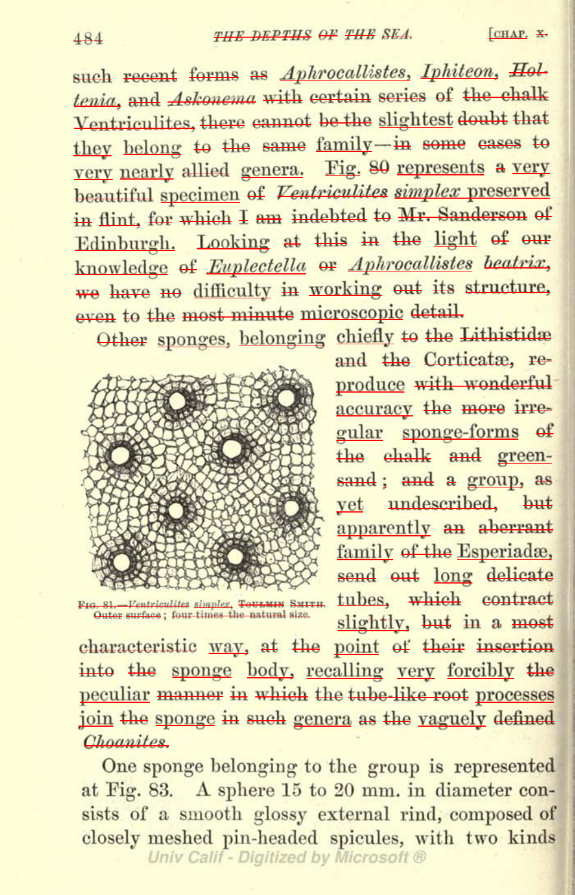such recent forms as *Aphrocallistes*, *Iphiteon*, *Holtenia*, and *Askonema* with certain series of the chalk Ventriculites, there cannot be the slightest doubt that they belong to the same family—in some cases to very nearly allied genera. Fig. 80 represents a very beautiful specimen of *Ventriculites simplex* preserved in flint, for which I am indebted to Mr. Sanderson of Edinburgh. Looking at this in the light of our knowledge of *Euplectella* or *Aphrocallistes beatrix*, we have no difficulty in working out its structure, even to the most minute microscopic detail.

Other sponges, belonging chiefly to the Lithistidæ and the Corticatæ, reproduce with wonderful accuracy the more irregular sponge-forms of the chalk and greensand; and a group, as yet undescribed, but apparently an aberrant family of the Esperiadæ, send out long delicate tubes, which contract slightly, but in a most characteristic way, at the point of their insertion into the sponge body, recalling very forcibly the peculiar manner in which the tube-like root processes join the sponge in such genera as the vaguely defined *Choanites*.

Fig. 81.—*Ventriculites simplex*, Toulmin Smith. Outer surface; four times the natural size.

One sponge belonging to the group is represented at Fig. 83. A sphere 15 to 20 mm. in diameter consists of a smooth glossy external rind, composed of closely meshed pin-headed spicules, with two kinds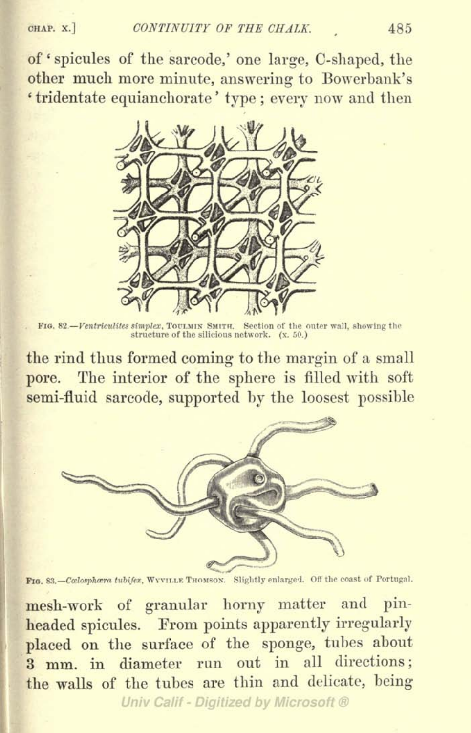of 'spicules of the sarcode,' one large, C-shaped, the other much more minute, answering to Bowerbank's 'tridentate equianchorate' type; every now and then

Fig. 82.—*Ventriculites simplex*, Toulmin Smith. Section of the outer wall, showing the structure of the silicious network. (x. 50.)

the rind thus formed coming to the margin of a small pore. The interior of the sphere is filled with soft semi-fluid sarcode, supported by the loosest possible

Fig. 83.—*Cœlosphæra tubifex*, Wyville Thomson. Slightly enlarged. Off the coast of Portugal.

mesh-work of granular horny matter and pin-headed spicules. From points apparently irregularly placed on the surface of the sponge, tubes about 3 mm. in diameter run out in all directions; the walls of the tubes are thin and delicate, being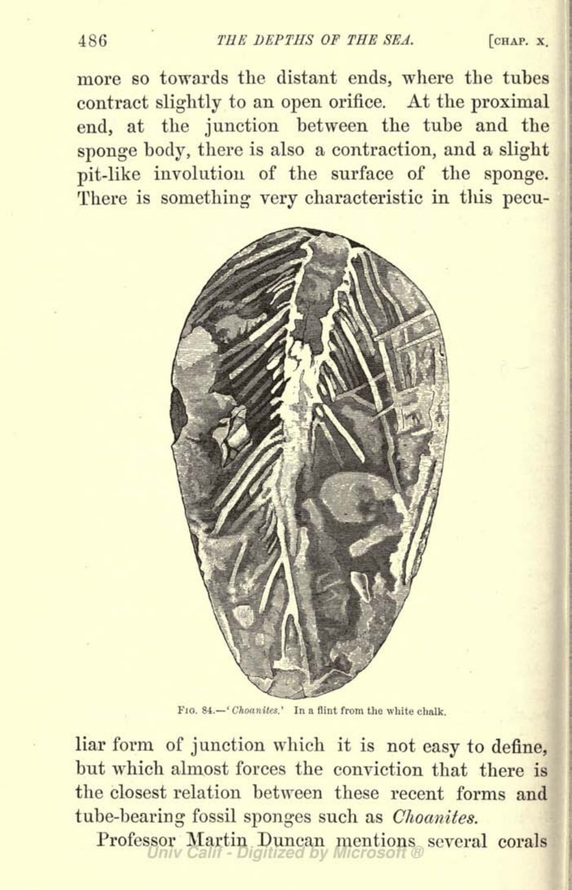more so towards the distant ends, where the tubes contract slightly to an open orifice. At the proximal end, at the junction between the tube and the sponge body, there is also a contraction, and a slight pit-like involution of the surface of the sponge. There is something very characteristic in this pecu-

FIG. 84.—'*Choanites.*' In a flint from the white chalk.

liar form of junction which it is not easy to define, but which almost forces the conviction that there is the closest relation between these recent forms and tube-bearing fossil sponges such as *Choanites.*

Professor Martin Duncan mentions several corals